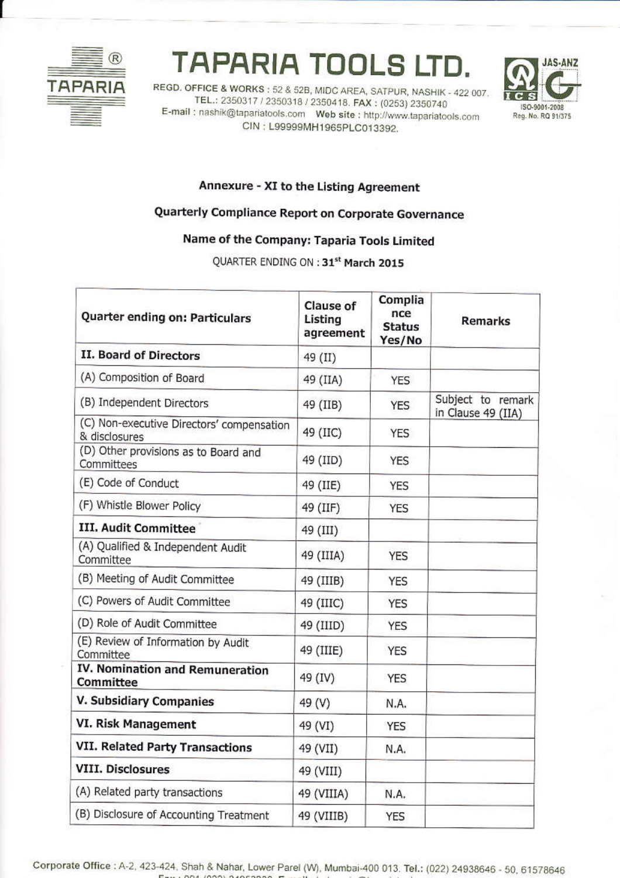# TAPARIA TOOLS LTD.

REGD. OFFICE & WORKS : 52 & 52B, MIDC AREA, SATPUR, NASHIK - 422 007.
TEL.: 2350317 / 2350318 / 2350418. FAX : (0253) 2350740
E-mail : nashik@tapariatools.com Web site : http://www.tapariatools.com
CIN : L99999MH1965PLC013392.

JAS-ANZ ISO-9001-2008 Reg. No. RQ 91/375

## Annexure - XI to the Listing Agreement

## Quarterly Compliance Report on Corporate Governance

## Name of the Company: Taparia Tools Limited

QUARTER ENDING ON : 31st March 2015

| Quarter ending on: Particulars | Clause of Listing agreement | Compliance Status Yes/No | Remarks |
|---|---|---|---|
| **II. Board of Directors** | 49 (II) | | |
| (A) Composition of Board | 49 (IIA) | YES | |
| (B) Independent Directors | 49 (IIB) | YES | Subject to remark in Clause 49 (IIA) |
| (C) Non-executive Directors' compensation & disclosures | 49 (IIC) | YES | |
| (D) Other provisions as to Board and Committees | 49 (IID) | YES | |
| (E) Code of Conduct | 49 (IIE) | YES | |
| (F) Whistle Blower Policy | 49 (IIF) | YES | |
| **III. Audit Committee** | 49 (III) | | |
| (A) Qualified & Independent Audit Committee | 49 (IIIA) | YES | |
| (B) Meeting of Audit Committee | 49 (IIIB) | YES | |
| (C) Powers of Audit Committee | 49 (IIIC) | YES | |
| (D) Role of Audit Committee | 49 (IIID) | YES | |
| (E) Review of Information by Audit Committee | 49 (IIIE) | YES | |
| **IV. Nomination and Remuneration Committee** | 49 (IV) | YES | |
| **V. Subsidiary Companies** | 49 (V) | N.A. | |
| **VI. Risk Management** | 49 (VI) | YES | |
| **VII. Related Party Transactions** | 49 (VII) | N.A. | |
| **VIII. Disclosures** | 49 (VIII) | | |
| (A) Related party transactions | 49 (VIIIA) | N.A. | |
| (B) Disclosure of Accounting Treatment | 49 (VIIIB) | YES | |

Corporate Office : A-2, 423-424, Shah & Nahar, Lower Parel (W), Mumbai-400 013. Tel.: (022) 24938646 - 50, 61578646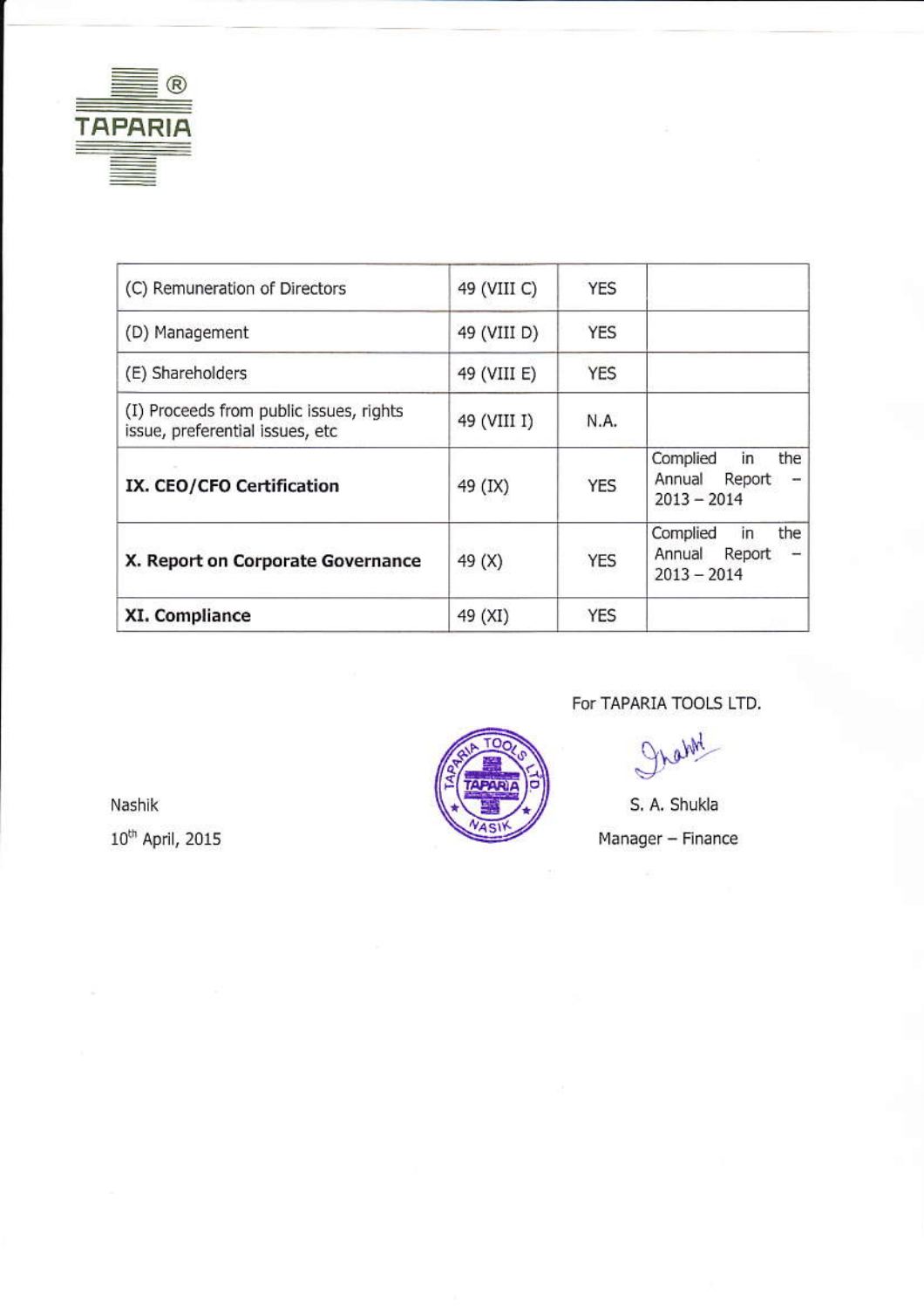| | | | |
|---|---|---|---|
| (C) Remuneration of Directors | 49 (VIII C) | YES | |
| (D) Management | 49 (VIII D) | YES | |
| (E) Shareholders | 49 (VIII E) | YES | |
| (I) Proceeds from public issues, rights issue, preferential issues, etc | 49 (VIII I) | N.A. | |
| **IX. CEO/CFO Certification** | 49 (IX) | YES | Complied in the Annual Report – 2013 – 2014 |
| **X. Report on Corporate Governance** | 49 (X) | YES | Complied in the Annual Report – 2013 – 2014 |
| **XI. Compliance** | 49 (XI) | YES | |

For TAPARIA TOOLS LTD.

S. A. Shukla
Manager – Finance

Nashik
10th April, 2015